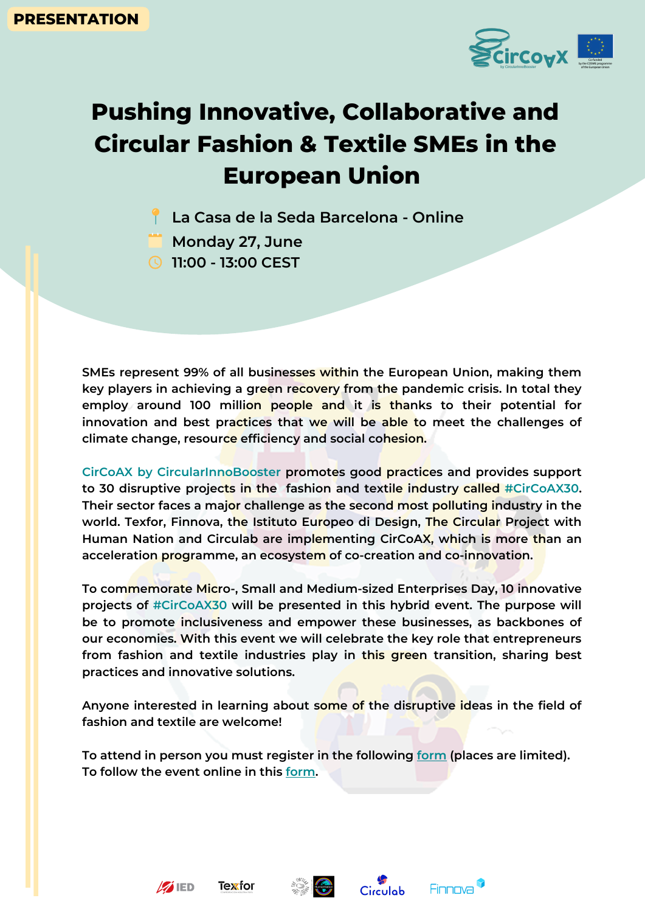PRESENTATION

# Pushing Innovative, Collaborative and Circular Fashion & Textile SMEs in the European Union

La Casa de la Seda Barcelona - Online

Monday 27, June

11:00 - 13:00 CEST

SMEs represent 99% of all businesses within the European Union, making them key players in achieving a green recovery from the pandemic crisis. In total they employ around 100 million people and it is thanks to their potential for innovation and best practices that we will be able to meet the challenges of climate change, resource efficiency and social cohesion.

CirCoAX by CircularInnoBooster promotes good practices and provides support to 30 disruptive projects in the fashion and textile industry called #CirCoAX30. Their sector faces a major challenge as the second most polluting industry in the world. Texfor, Finnova, the Istituto Europeo di Design, The Circular Project with Human Nation and Circulab are implementing CirCoAX, which is more than an acceleration programme, an ecosystem of co-creation and co-innovation.

To commemorate Micro-, Small and Medium-sized Enterprises Day, 10 innovative projects of #CirCoAX30 will be presented in this hybrid event. The purpose will be to promote inclusiveness and empower these businesses, as backbones of our economies. With this event we will celebrate the key role that entrepreneurs from fashion and textile industries play in this green transition, sharing best practices and innovative solutions.

Anyone interested in learning about some of the disruptive ideas in the field of fashion and textile are welcome!

To attend in person you must register in the following form (places are limited).
To follow the event online in this form.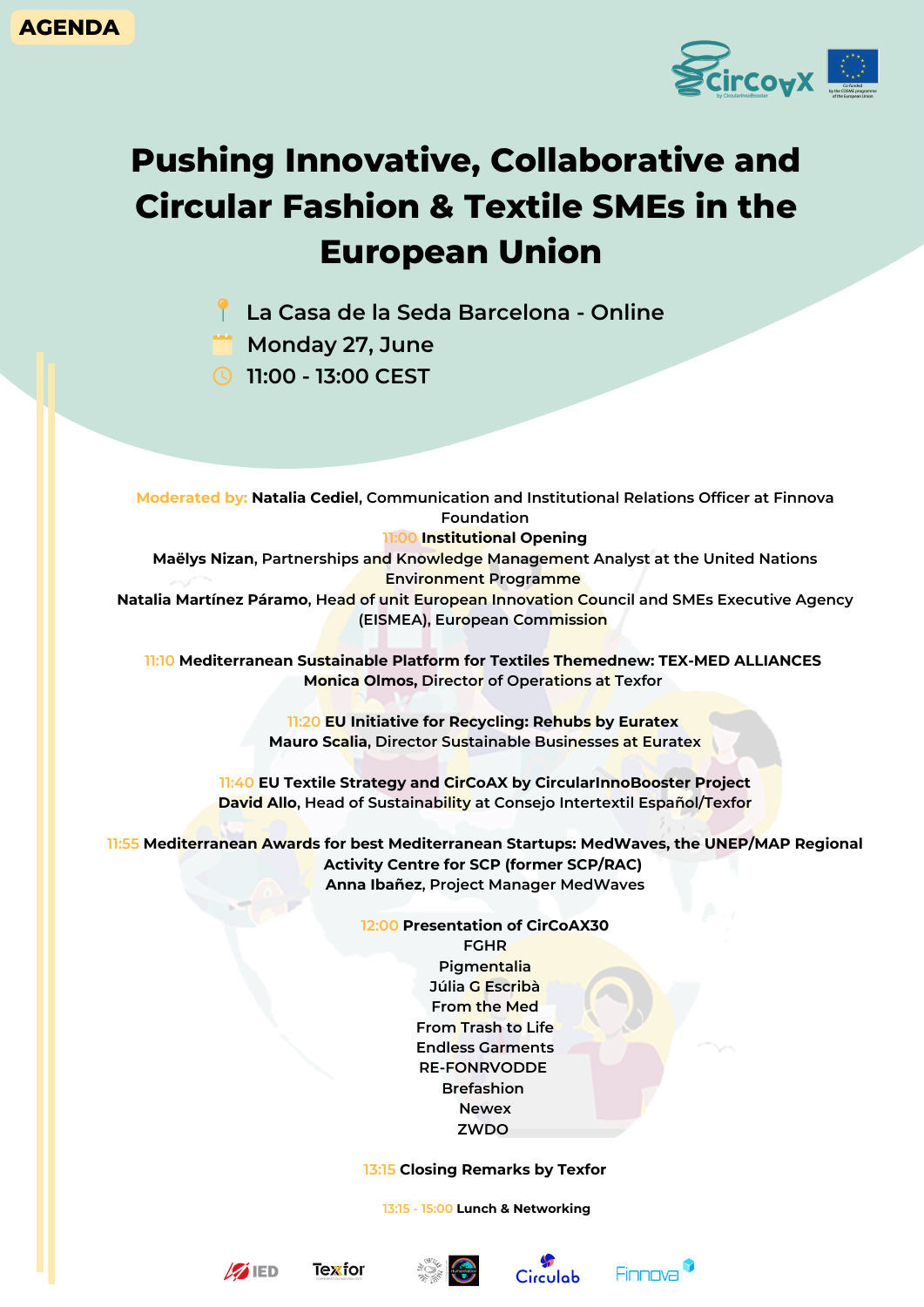AGENDA

# Pushing Innovative, Collaborative and Circular Fashion & Textile SMEs in the European Union

La Casa de la Seda Barcelona - Online

Monday 27, June

11:00 - 13:00 CEST

Moderated by: **Natalia Cediel**, Communication and Institutional Relations Officer at Finnova Foundation

11:00 **Institutional Opening**

**Maëlys Nizan**, Partnerships and Knowledge Management Analyst at the United Nations Environment Programme

**Natalia Martínez Páramo**, Head of unit European Innovation Council and SMEs Executive Agency (EISMEA), European Commission

11:10 **Mediterranean Sustainable Platform for Textiles Themednew: TEX-MED ALLIANCES**

**Monica Olmos**, Director of Operations at Texfor

11:20 **EU Initiative for Recycling: Rehubs by Euratex**

**Mauro Scalia**, Director Sustainable Businesses at Euratex

11:40 **EU Textile Strategy and CirCoAX by CircularInnoBooster Project**

**David Allo**, Head of Sustainability at Consejo Intertextil Español/Texfor

11:55 **Mediterranean Awards for best Mediterranean Startups: MedWaves, the UNEP/MAP Regional Activity Centre for SCP (former SCP/RAC)**

**Anna Ibañez**, Project Manager MedWaves

12:00 **Presentation of CirCoAX30**

FGHR

Pigmentalia

Júlia G Escribà

From the Med

From Trash to Life

Endless Garments

RE-FONRVODDE

Brefashion

Newex

ZWDO

13:15 **Closing Remarks by Texfor**

13:15 - 15:00 **Lunch & Networking**